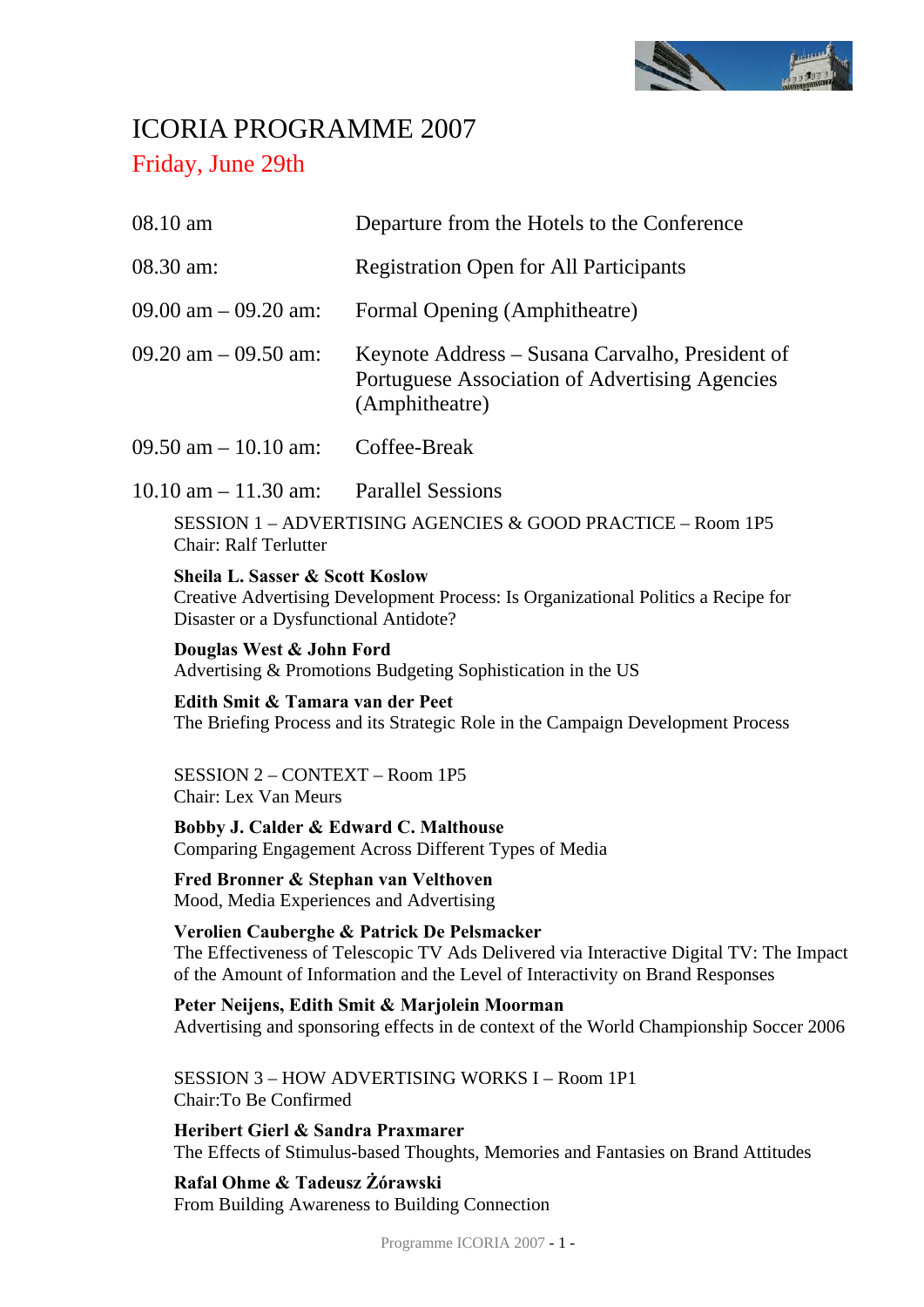# ICORIA PROGRAMME 2007

## Friday, June 29th

| | |
|---|---|
| 08.10 am | Departure from the Hotels to the Conference |
| 08.30 am: | Registration Open for All Participants |
| 09.00 am – 09.20 am: | Formal Opening (Amphitheatre) |
| 09.20 am – 09.50 am: | Keynote Address – Susana Carvalho, President of Portuguese Association of Advertising Agencies (Amphitheatre) |
| 09.50 am – 10.10 am: | Coffee-Break |
| 10.10 am – 11.30 am: | Parallel Sessions |

SESSION 1 – ADVERTISING AGENCIES & GOOD PRACTICE – Room 1P5
Chair: Ralf Terlutter

**Sheila L. Sasser & Scott Koslow**
Creative Advertising Development Process: Is Organizational Politics a Recipe for Disaster or a Dysfunctional Antidote?

**Douglas West & John Ford**
Advertising & Promotions Budgeting Sophistication in the US

**Edith Smit & Tamara van der Peet**
The Briefing Process and its Strategic Role in the Campaign Development Process

SESSION 2 – CONTEXT – Room 1P5
Chair: Lex Van Meurs

**Bobby J. Calder & Edward C. Malthouse**
Comparing Engagement Across Different Types of Media

**Fred Bronner & Stephan van Velthoven**
Mood, Media Experiences and Advertising

**Verolien Cauberghe & Patrick De Pelsmacker**
The Effectiveness of Telescopic TV Ads Delivered via Interactive Digital TV: The Impact of the Amount of Information and the Level of Interactivity on Brand Responses

**Peter Neijens, Edith Smit & Marjolein Moorman**
Advertising and sponsoring effects in de context of the World Championship Soccer 2006

SESSION 3 – HOW ADVERTISING WORKS I – Room 1P1
Chair:To Be Confirmed

**Heribert Gierl & Sandra Praxmarer**
The Effects of Stimulus-based Thoughts, Memories and Fantasies on Brand Attitudes

**Rafal Ohme & Tadeusz Żórawski**
From Building Awareness to Building Connection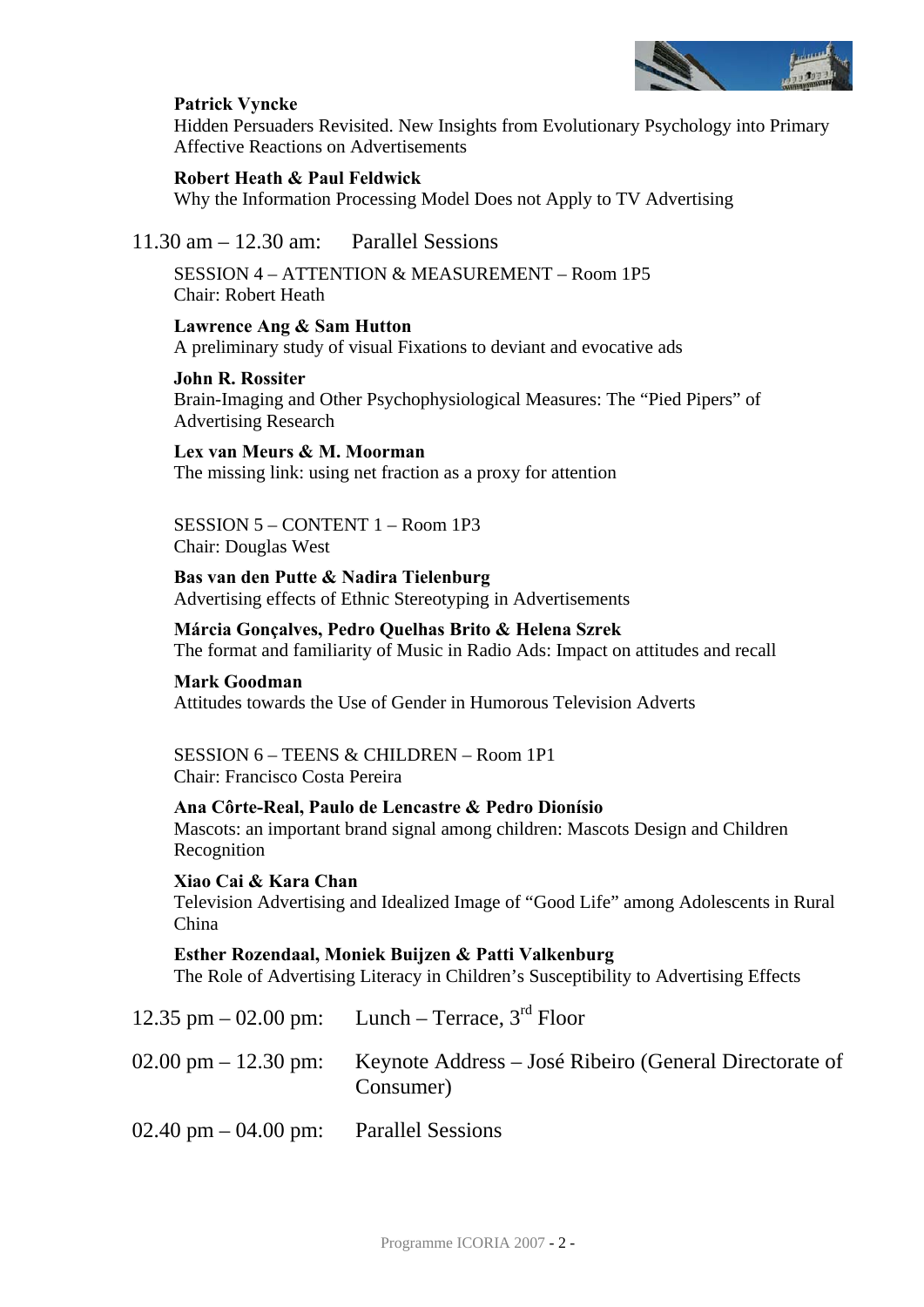**Patrick Vyncke**
Hidden Persuaders Revisited. New Insights from Evolutionary Psychology into Primary Affective Reactions on Advertisements

**Robert Heath & Paul Feldwick**
Why the Information Processing Model Does not Apply to TV Advertising

11.30 am – 12.30 am: Parallel Sessions

SESSION 4 – ATTENTION & MEASUREMENT – Room 1P5
Chair: Robert Heath

**Lawrence Ang & Sam Hutton**
A preliminary study of visual Fixations to deviant and evocative ads

**John R. Rossiter**
Brain-Imaging and Other Psychophysiological Measures: The "Pied Pipers" of Advertising Research

**Lex van Meurs & M. Moorman**
The missing link: using net fraction as a proxy for attention

SESSION 5 – CONTENT 1 – Room 1P3
Chair: Douglas West

**Bas van den Putte & Nadira Tielenburg**
Advertising effects of Ethnic Stereotyping in Advertisements

**Márcia Gonçalves, Pedro Quelhas Brito & Helena Szrek**
The format and familiarity of Music in Radio Ads: Impact on attitudes and recall

**Mark Goodman**
Attitudes towards the Use of Gender in Humorous Television Adverts

SESSION 6 – TEENS & CHILDREN – Room 1P1
Chair: Francisco Costa Pereira

**Ana Côrte-Real, Paulo de Lencastre & Pedro Dionísio**
Mascots: an important brand signal among children: Mascots Design and Children Recognition

**Xiao Cai & Kara Chan**
Television Advertising and Idealized Image of "Good Life" among Adolescents in Rural China

**Esther Rozendaal, Moniek Buijzen & Patti Valkenburg**
The Role of Advertising Literacy in Children's Susceptibility to Advertising Effects

12.35 pm – 02.00 pm: Lunch – Terrace, 3rd Floor

02.00 pm – 12.30 pm: Keynote Address – José Ribeiro (General Directorate of Consumer)

02.40 pm – 04.00 pm: Parallel Sessions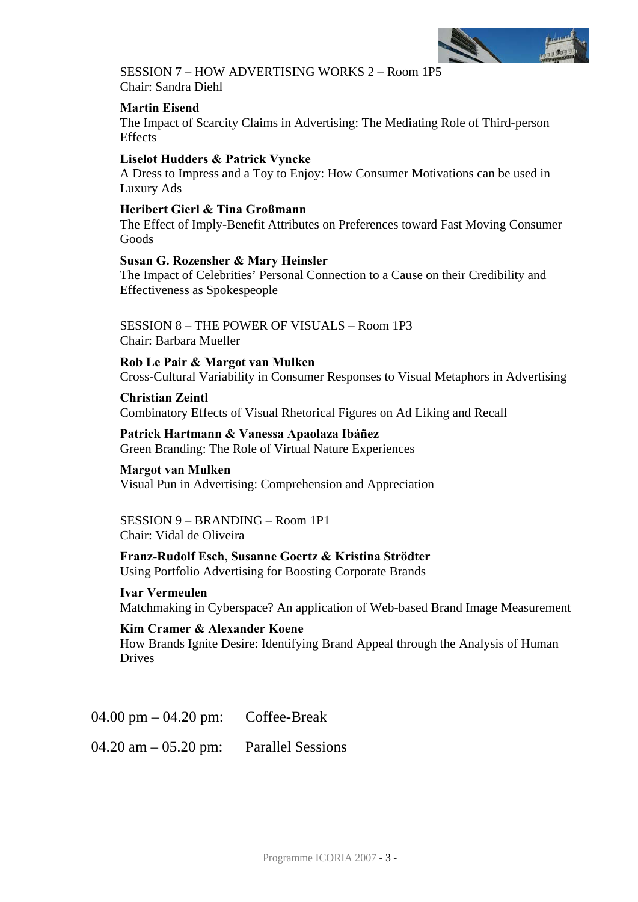SESSION 7 – HOW ADVERTISING WORKS 2 – Room 1P5
Chair: Sandra Diehl

**Martin Eisend**
The Impact of Scarcity Claims in Advertising: The Mediating Role of Third-person Effects

**Liselot Hudders & Patrick Vyncke**
A Dress to Impress and a Toy to Enjoy: How Consumer Motivations can be used in Luxury Ads

**Heribert Gierl & Tina Großmann**
The Effect of Imply-Benefit Attributes on Preferences toward Fast Moving Consumer Goods

**Susan G. Rozensher & Mary Heinsler**
The Impact of Celebrities' Personal Connection to a Cause on their Credibility and Effectiveness as Spokespeople

SESSION 8 – THE POWER OF VISUALS – Room 1P3
Chair: Barbara Mueller

**Rob Le Pair & Margot van Mulken**
Cross-Cultural Variability in Consumer Responses to Visual Metaphors in Advertising

**Christian Zeintl**
Combinatory Effects of Visual Rhetorical Figures on Ad Liking and Recall

**Patrick Hartmann & Vanessa Apaolaza Ibáñez**
Green Branding: The Role of Virtual Nature Experiences

**Margot van Mulken**
Visual Pun in Advertising: Comprehension and Appreciation

SESSION 9 – BRANDING – Room 1P1
Chair: Vidal de Oliveira

**Franz-Rudolf Esch, Susanne Goertz & Kristina Strödter**
Using Portfolio Advertising for Boosting Corporate Brands

**Ivar Vermeulen**
Matchmaking in Cyberspace? An application of Web-based Brand Image Measurement

**Kim Cramer & Alexander Koene**
How Brands Ignite Desire: Identifying Brand Appeal through the Analysis of Human Drives

04.00 pm – 04.20 pm: Coffee-Break

04.20 am – 05.20 pm: Parallel Sessions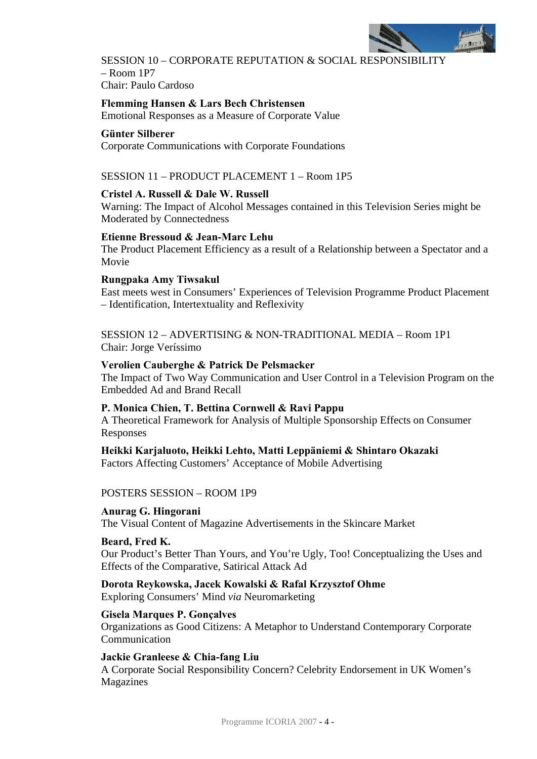SESSION 10 – CORPORATE REPUTATION & SOCIAL RESPONSIBILITY – Room 1P7
Chair: Paulo Cardoso

**Flemming Hansen & Lars Bech Christensen**
Emotional Responses as a Measure of Corporate Value

**Günter Silberer**
Corporate Communications with Corporate Foundations

SESSION 11 – PRODUCT PLACEMENT 1 – Room 1P5

**Cristel A. Russell & Dale W. Russell**
Warning: The Impact of Alcohol Messages contained in this Television Series might be Moderated by Connectedness

**Etienne Bressoud & Jean-Marc Lehu**
The Product Placement Efficiency as a result of a Relationship between a Spectator and a Movie

**Rungpaka Amy Tiwsakul**
East meets west in Consumers' Experiences of Television Programme Product Placement – Identification, Intertextuality and Reflexivity

SESSION 12 – ADVERTISING & NON-TRADITIONAL MEDIA – Room 1P1
Chair: Jorge Veríssimo

**Verolien Cauberghe & Patrick De Pelsmacker**
The Impact of Two Way Communication and User Control in a Television Program on the Embedded Ad and Brand Recall

**P. Monica Chien, T. Bettina Cornwell & Ravi Pappu**
A Theoretical Framework for Analysis of Multiple Sponsorship Effects on Consumer Responses

**Heikki Karjaluoto, Heikki Lehto, Matti Leppäniemi & Shintaro Okazaki**
Factors Affecting Customers' Acceptance of Mobile Advertising

POSTERS SESSION – ROOM 1P9

**Anurag G. Hingorani**
The Visual Content of Magazine Advertisements in the Skincare Market

**Beard, Fred K.**
Our Product's Better Than Yours, and You're Ugly, Too! Conceptualizing the Uses and Effects of the Comparative, Satirical Attack Ad

**Dorota Reykowska, Jacek Kowalski & Rafal Krzysztof Ohme**
Exploring Consumers' Mind *via* Neuromarketing

**Gisela Marques P. Gonçalves**
Organizations as Good Citizens: A Metaphor to Understand Contemporary Corporate Communication

**Jackie Granleese & Chia-fang Liu**
A Corporate Social Responsibility Concern? Celebrity Endorsement in UK Women's Magazines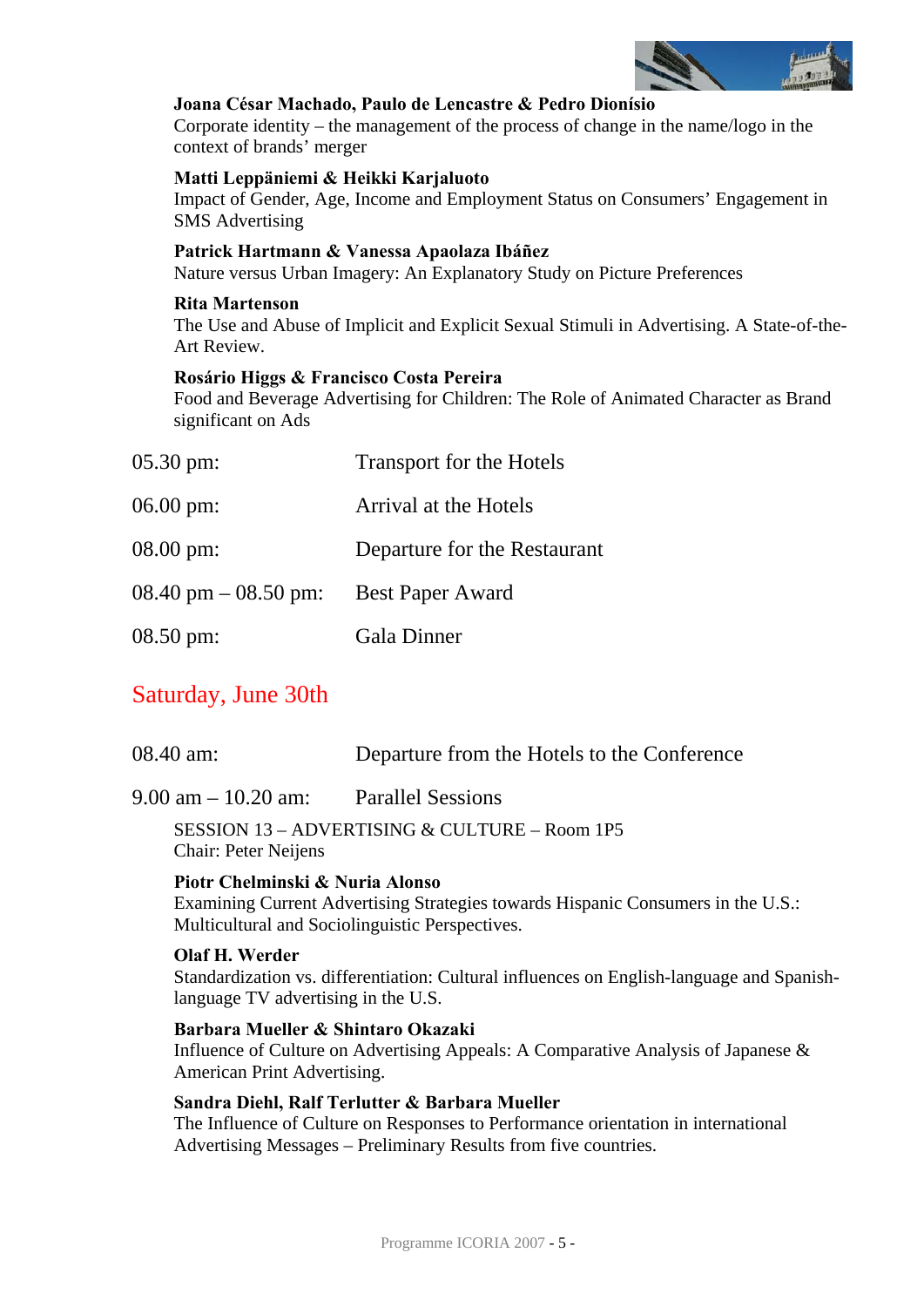**Joana César Machado, Paulo de Lencastre & Pedro Dionísio**
Corporate identity – the management of the process of change in the name/logo in the context of brands' merger

**Matti Leppäniemi & Heikki Karjaluoto**
Impact of Gender, Age, Income and Employment Status on Consumers' Engagement in SMS Advertising

**Patrick Hartmann & Vanessa Apaolaza Ibáñez**
Nature versus Urban Imagery: An Explanatory Study on Picture Preferences

**Rita Martenson**
The Use and Abuse of Implicit and Explicit Sexual Stimuli in Advertising. A State-of-the-Art Review.

**Rosário Higgs & Francisco Costa Pereira**
Food and Beverage Advertising for Children: The Role of Animated Character as Brand significant on Ads

05.30 pm: Transport for the Hotels

06.00 pm: Arrival at the Hotels

08.00 pm: Departure for the Restaurant

08.40 pm – 08.50 pm: Best Paper Award

08.50 pm: Gala Dinner

## Saturday, June 30th

08.40 am: Departure from the Hotels to the Conference

9.00 am – 10.20 am: Parallel Sessions

SESSION 13 – ADVERTISING & CULTURE – Room 1P5
Chair: Peter Neijens

**Piotr Chelminski & Nuria Alonso**
Examining Current Advertising Strategies towards Hispanic Consumers in the U.S.: Multicultural and Sociolinguistic Perspectives.

**Olaf H. Werder**
Standardization vs. differentiation: Cultural influences on English-language and Spanish-language TV advertising in the U.S.

**Barbara Mueller & Shintaro Okazaki**
Influence of Culture on Advertising Appeals: A Comparative Analysis of Japanese & American Print Advertising.

**Sandra Diehl, Ralf Terlutter & Barbara Mueller**
The Influence of Culture on Responses to Performance orientation in international Advertising Messages – Preliminary Results from five countries.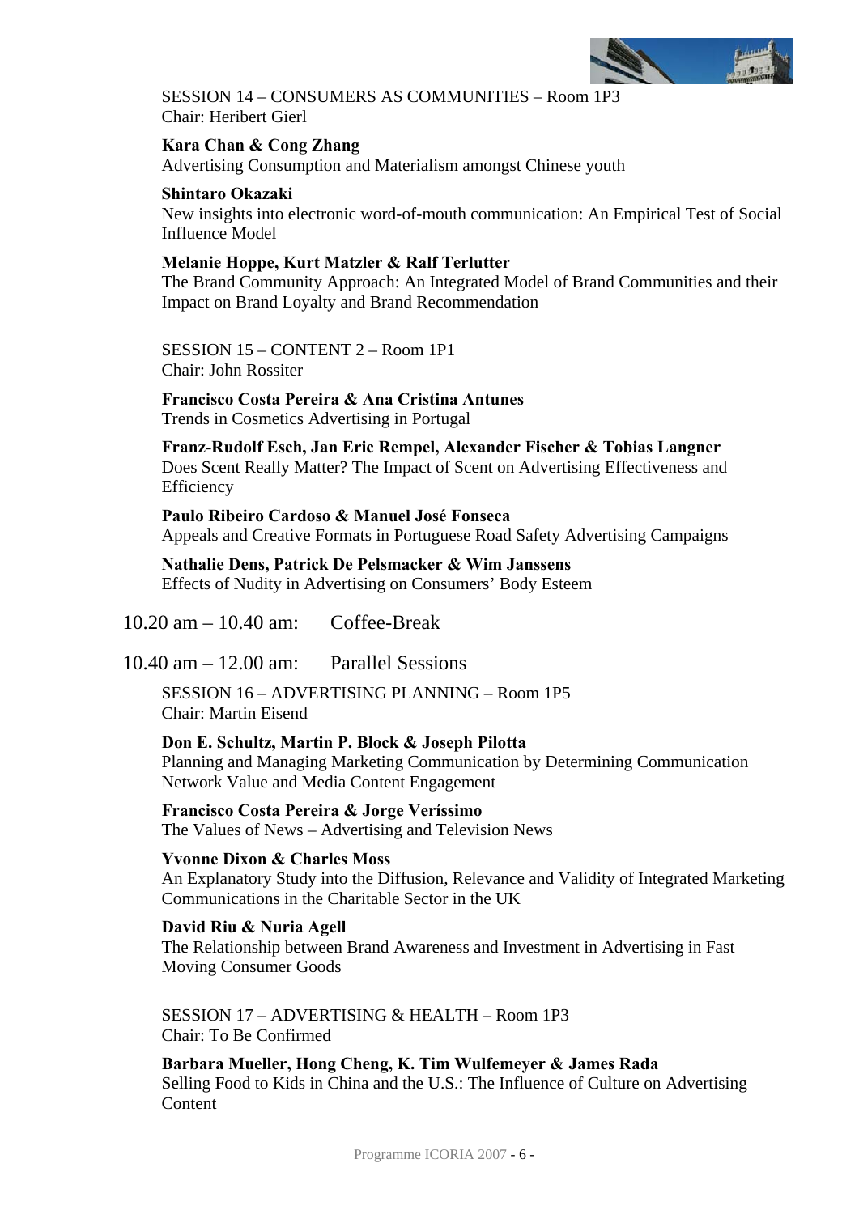SESSION 14 – CONSUMERS AS COMMUNITIES – Room 1P3
Chair: Heribert Gierl

**Kara Chan & Cong Zhang**
Advertising Consumption and Materialism amongst Chinese youth

**Shintaro Okazaki**
New insights into electronic word-of-mouth communication: An Empirical Test of Social Influence Model

**Melanie Hoppe, Kurt Matzler & Ralf Terlutter**
The Brand Community Approach: An Integrated Model of Brand Communities and their Impact on Brand Loyalty and Brand Recommendation

SESSION 15 – CONTENT 2 – Room 1P1
Chair: John Rossiter

**Francisco Costa Pereira & Ana Cristina Antunes**
Trends in Cosmetics Advertising in Portugal

**Franz-Rudolf Esch, Jan Eric Rempel, Alexander Fischer & Tobias Langner**
Does Scent Really Matter? The Impact of Scent on Advertising Effectiveness and Efficiency

**Paulo Ribeiro Cardoso & Manuel José Fonseca**
Appeals and Creative Formats in Portuguese Road Safety Advertising Campaigns

**Nathalie Dens, Patrick De Pelsmacker & Wim Janssens**
Effects of Nudity in Advertising on Consumers' Body Esteem

10.20 am – 10.40 am: Coffee-Break

10.40 am – 12.00 am: Parallel Sessions

SESSION 16 – ADVERTISING PLANNING – Room 1P5
Chair: Martin Eisend

**Don E. Schultz, Martin P. Block & Joseph Pilotta**
Planning and Managing Marketing Communication by Determining Communication Network Value and Media Content Engagement

**Francisco Costa Pereira & Jorge Veríssimo**
The Values of News – Advertising and Television News

**Yvonne Dixon & Charles Moss**
An Explanatory Study into the Diffusion, Relevance and Validity of Integrated Marketing Communications in the Charitable Sector in the UK

**David Riu & Nuria Agell**
The Relationship between Brand Awareness and Investment in Advertising in Fast Moving Consumer Goods

SESSION 17 – ADVERTISING & HEALTH – Room 1P3
Chair: To Be Confirmed

**Barbara Mueller, Hong Cheng, K. Tim Wulfemeyer & James Rada**
Selling Food to Kids in China and the U.S.: The Influence of Culture on Advertising Content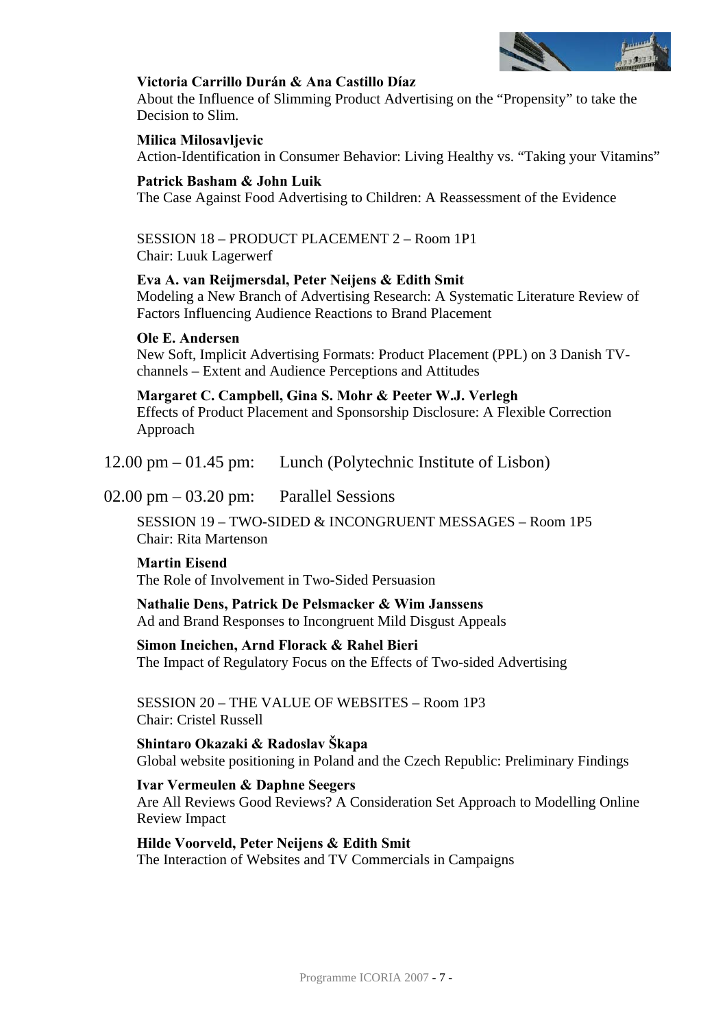**Victoria Carrillo Durán & Ana Castillo Díaz**
About the Influence of Slimming Product Advertising on the "Propensity" to take the Decision to Slim.

**Milica Milosavljevic**
Action-Identification in Consumer Behavior: Living Healthy vs. "Taking your Vitamins"

**Patrick Basham & John Luik**
The Case Against Food Advertising to Children: A Reassessment of the Evidence

SESSION 18 – PRODUCT PLACEMENT 2 – Room 1P1
Chair: Luuk Lagerwerf

**Eva A. van Reijmersdal, Peter Neijens & Edith Smit**
Modeling a New Branch of Advertising Research: A Systematic Literature Review of Factors Influencing Audience Reactions to Brand Placement

**Ole E. Andersen**
New Soft, Implicit Advertising Formats: Product Placement (PPL) on 3 Danish TV-channels – Extent and Audience Perceptions and Attitudes

**Margaret C. Campbell, Gina S. Mohr & Peeter W.J. Verlegh**
Effects of Product Placement and Sponsorship Disclosure: A Flexible Correction Approach

12.00 pm – 01.45 pm: Lunch (Polytechnic Institute of Lisbon)

02.00 pm – 03.20 pm: Parallel Sessions

SESSION 19 – TWO-SIDED & INCONGRUENT MESSAGES – Room 1P5
Chair: Rita Martenson

**Martin Eisend**
The Role of Involvement in Two-Sided Persuasion

**Nathalie Dens, Patrick De Pelsmacker & Wim Janssens**
Ad and Brand Responses to Incongruent Mild Disgust Appeals

**Simon Ineichen, Arnd Florack & Rahel Bieri**
The Impact of Regulatory Focus on the Effects of Two-sided Advertising

SESSION 20 – THE VALUE OF WEBSITES – Room 1P3
Chair: Cristel Russell

**Shintaro Okazaki & Radoslav Škapa**
Global website positioning in Poland and the Czech Republic: Preliminary Findings

**Ivar Vermeulen & Daphne Seegers**
Are All Reviews Good Reviews? A Consideration Set Approach to Modelling Online Review Impact

**Hilde Voorveld, Peter Neijens & Edith Smit**
The Interaction of Websites and TV Commercials in Campaigns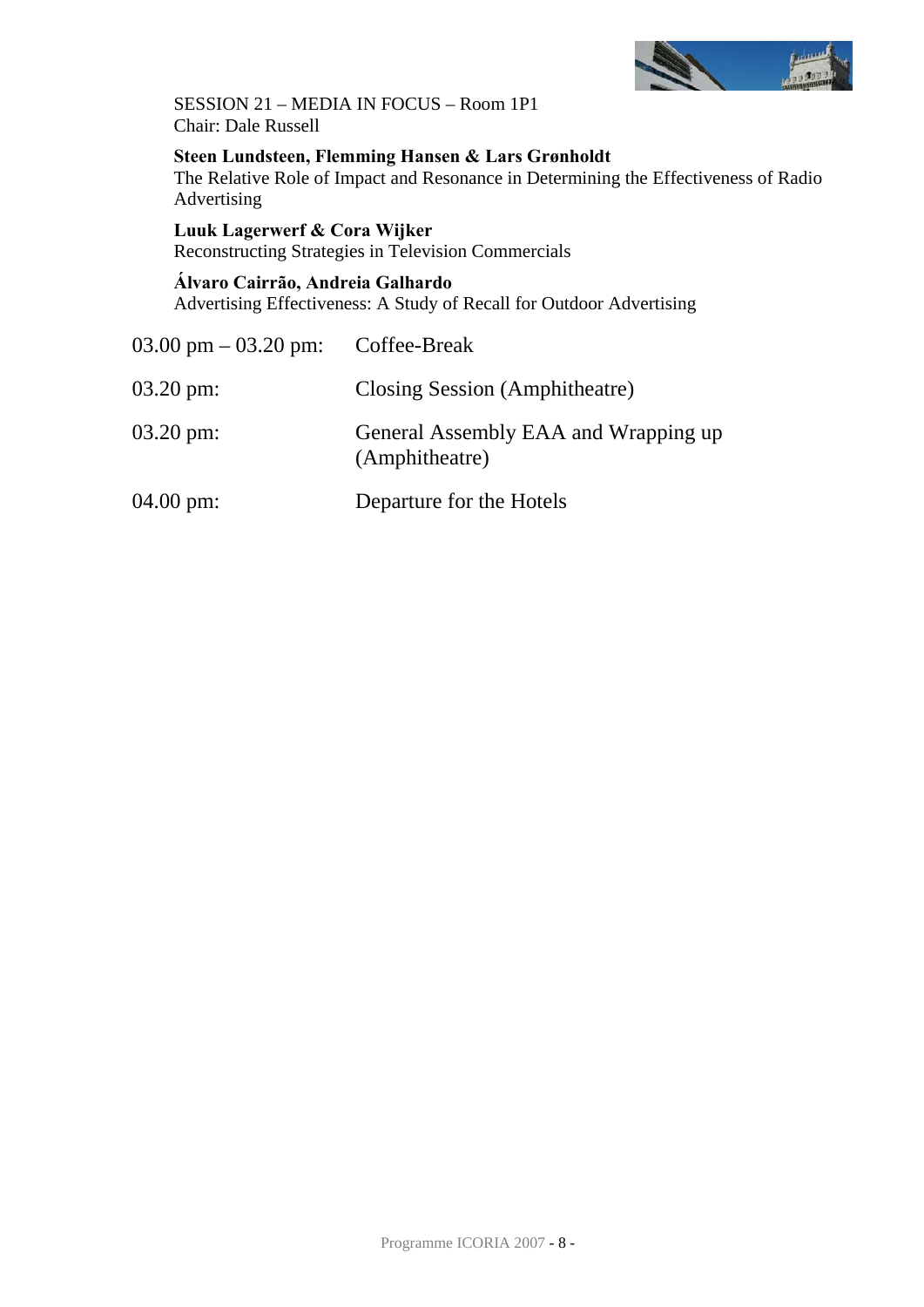SESSION 21 – MEDIA IN FOCUS – Room 1P1
Chair: Dale Russell

**Steen Lundsteen, Flemming Hansen & Lars Grønholdt**
The Relative Role of Impact and Resonance in Determining the Effectiveness of Radio Advertising

**Luuk Lagerwerf & Cora Wijker**
Reconstructing Strategies in Television Commercials

**Álvaro Cairrão, Andreia Galhardo**
Advertising Effectiveness: A Study of Recall for Outdoor Advertising

| | |
|---|---|
| 03.00 pm – 03.20 pm: | Coffee-Break |
| 03.20 pm: | Closing Session (Amphitheatre) |
| 03.20 pm: | General Assembly EAA and Wrapping up (Amphitheatre) |
| 04.00 pm: | Departure for the Hotels |